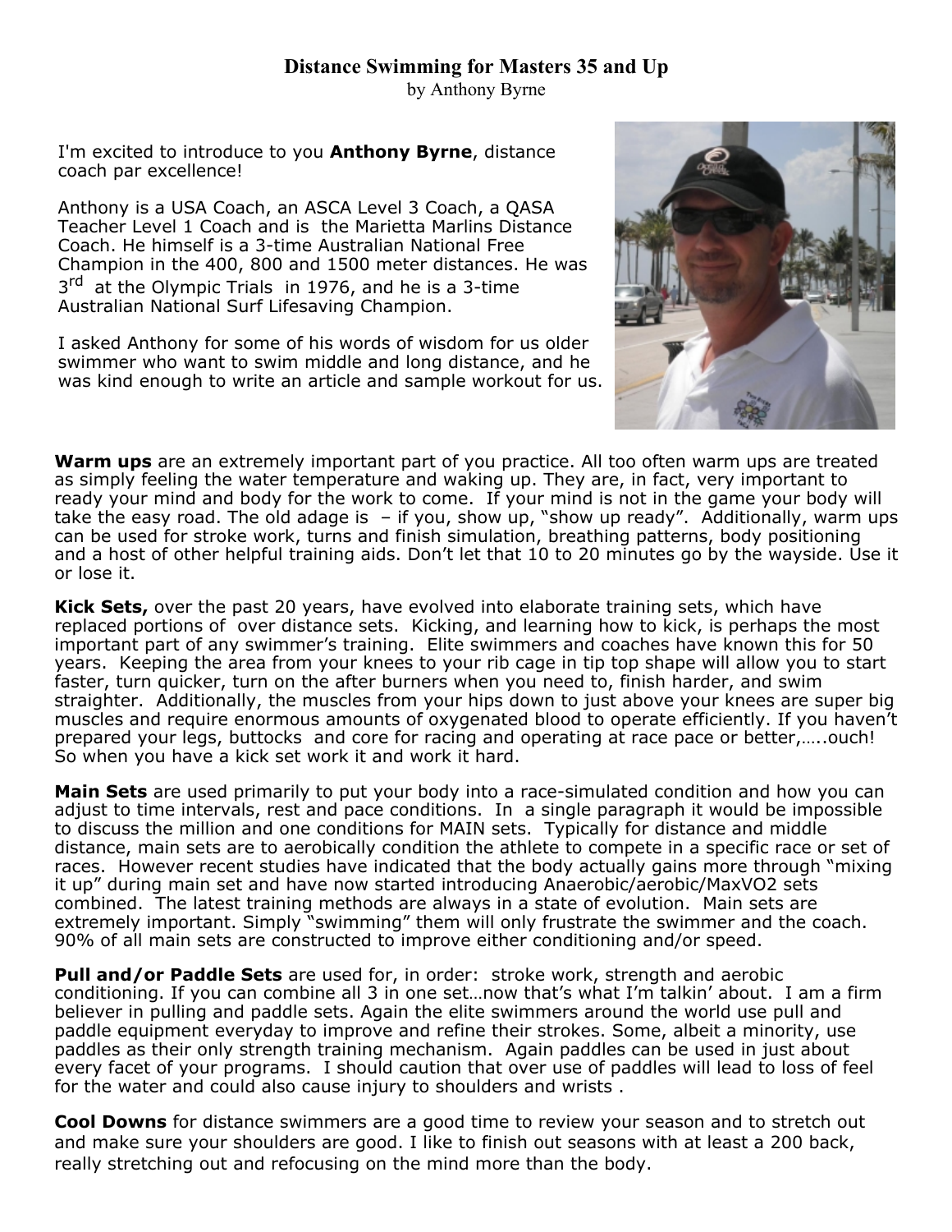# Distance Swimming for Masters 35 and Up

by Anthony Byrne

I'm excited to introduce to you **Anthony Byrne**, distance coach par excellence!

Anthony is a USA Coach, an ASCA Level 3 Coach, a QASA Teacher Level 1 Coach and is the Marietta Marlins Distance Coach. He himself is a 3-time Australian National Free Champion in the 400, 800 and 1500 meter distances. He was 3rd at the Olympic Trials in 1976, and he is a 3-time Australian National Surf Lifesaving Champion.

I asked Anthony for some of his words of wisdom for us older swimmer who want to swim middle and long distance, and he was kind enough to write an article and sample workout for us.

**Warm ups** are an extremely important part of you practice. All too often warm ups are treated as simply feeling the water temperature and waking up. They are, in fact, very important to ready your mind and body for the work to come. If your mind is not in the game your body will take the easy road. The old adage is – if you, show up, "show up ready". Additionally, warm ups can be used for stroke work, turns and finish simulation, breathing patterns, body positioning and a host of other helpful training aids. Don't let that 10 to 20 minutes go by the wayside. Use it or lose it.

**Kick Sets,** over the past 20 years, have evolved into elaborate training sets, which have replaced portions of over distance sets. Kicking, and learning how to kick, is perhaps the most important part of any swimmer's training. Elite swimmers and coaches have known this for 50 years. Keeping the area from your knees to your rib cage in tip top shape will allow you to start faster, turn quicker, turn on the after burners when you need to, finish harder, and swim straighter. Additionally, the muscles from your hips down to just above your knees are super big muscles and require enormous amounts of oxygenated blood to operate efficiently. If you haven't prepared your legs, buttocks and core for racing and operating at race pace or better,…..ouch! So when you have a kick set work it and work it hard.

**Main Sets** are used primarily to put your body into a race-simulated condition and how you can adjust to time intervals, rest and pace conditions. In a single paragraph it would be impossible to discuss the million and one conditions for MAIN sets. Typically for distance and middle distance, main sets are to aerobically condition the athlete to compete in a specific race or set of races. However recent studies have indicated that the body actually gains more through "mixing it up" during main set and have now started introducing Anaerobic/aerobic/MaxVO2 sets combined. The latest training methods are always in a state of evolution. Main sets are extremely important. Simply "swimming" them will only frustrate the swimmer and the coach. 90% of all main sets are constructed to improve either conditioning and/or speed.

**Pull and/or Paddle Sets** are used for, in order: stroke work, strength and aerobic conditioning. If you can combine all 3 in one set…now that's what I'm talkin' about. I am a firm believer in pulling and paddle sets. Again the elite swimmers around the world use pull and paddle equipment everyday to improve and refine their strokes. Some, albeit a minority, use paddles as their only strength training mechanism. Again paddles can be used in just about every facet of your programs. I should caution that over use of paddles will lead to loss of feel for the water and could also cause injury to shoulders and wrists .

**Cool Downs** for distance swimmers are a good time to review your season and to stretch out and make sure your shoulders are good. I like to finish out seasons with at least a 200 back, really stretching out and refocusing on the mind more than the body.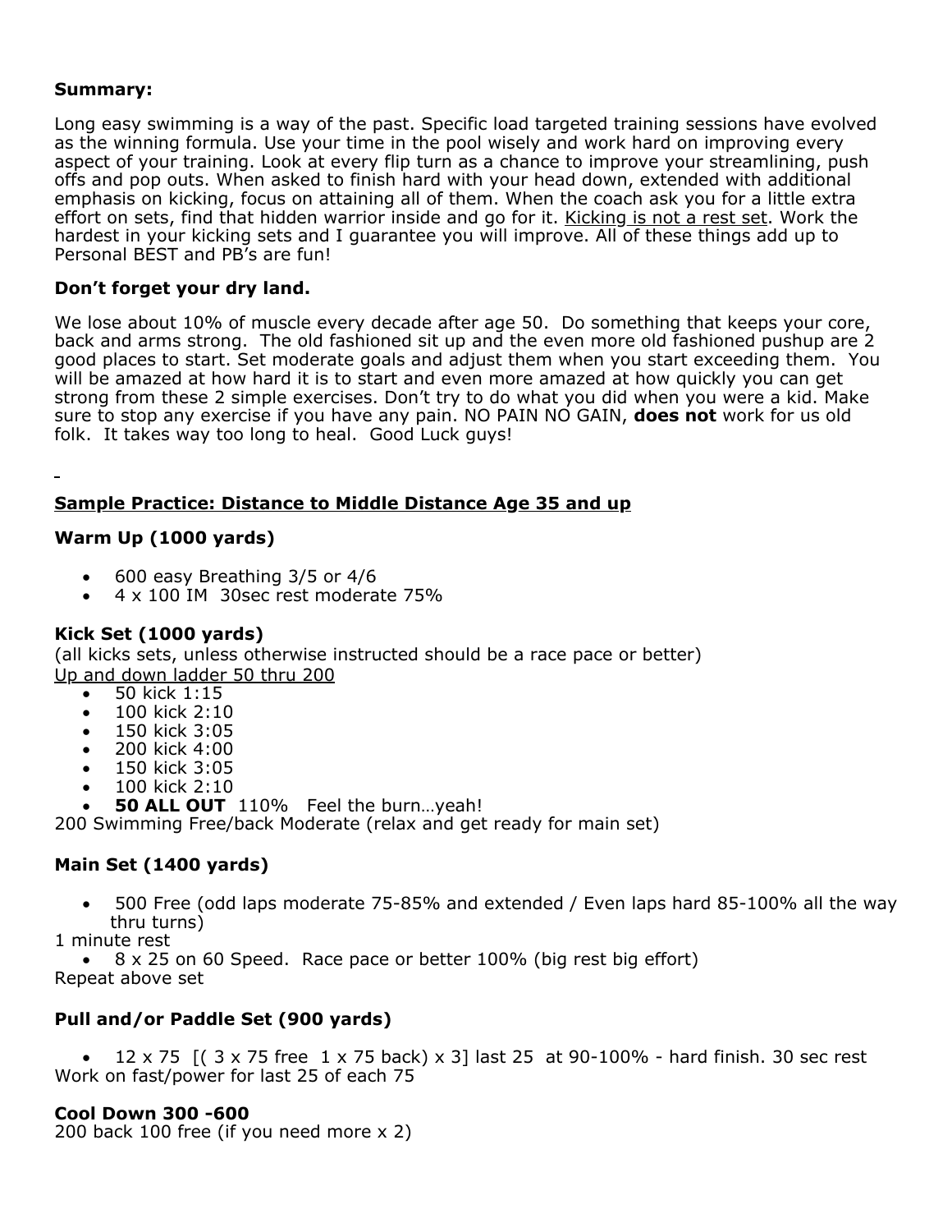**Summary:**

Long easy swimming is a way of the past. Specific load targeted training sessions have evolved as the winning formula. Use your time in the pool wisely and work hard on improving every aspect of your training. Look at every flip turn as a chance to improve your streamlining, push offs and pop outs. When asked to finish hard with your head down, extended with additional emphasis on kicking, focus on attaining all of them. When the coach ask you for a little extra effort on sets, find that hidden warrior inside and go for it. <u>Kicking is not a rest set</u>. Work the hardest in your kicking sets and I guarantee you will improve. All of these things add up to Personal BEST and PB's are fun!

**Don't forget your dry land.**

We lose about 10% of muscle every decade after age 50. Do something that keeps your core, back and arms strong. The old fashioned sit up and the even more old fashioned pushup are 2 good places to start. Set moderate goals and adjust them when you start exceeding them. You will be amazed at how hard it is to start and even more amazed at how quickly you can get strong from these 2 simple exercises. Don't try to do what you did when you were a kid. Make sure to stop any exercise if you have any pain. NO PAIN NO GAIN, **does not** work for us old folk. It takes way too long to heal. Good Luck guys!

## <u>Sample Practice: Distance to Middle Distance Age 35 and up</u>

### Warm Up (1000 yards)

- 600 easy Breathing 3/5 or 4/6
- 4 x 100 IM 30sec rest moderate 75%

### Kick Set (1000 yards)

(all kicks sets, unless otherwise instructed should be a race pace or better)
<u>Up and down ladder 50 thru 200</u>

- 50 kick 1:15
- 100 kick 2:10
- 150 kick 3:05
- 200 kick 4:00
- 150 kick 3:05
- 100 kick 2:10
- **50 ALL OUT** 110% Feel the burn…yeah!

200 Swimming Free/back Moderate (relax and get ready for main set)

### Main Set (1400 yards)

- 500 Free (odd laps moderate 75-85% and extended / Even laps hard 85-100% all the way thru turns)

1 minute rest

- 8 x 25 on 60 Speed. Race pace or better 100% (big rest big effort)

Repeat above set

### Pull and/or Paddle Set (900 yards)

- 12 x 75 [( 3 x 75 free 1 x 75 back) x 3] last 25 at 90-100% - hard finish. 30 sec rest

Work on fast/power for last 25 of each 75

### Cool Down 300 -600

200 back 100 free (if you need more x 2)